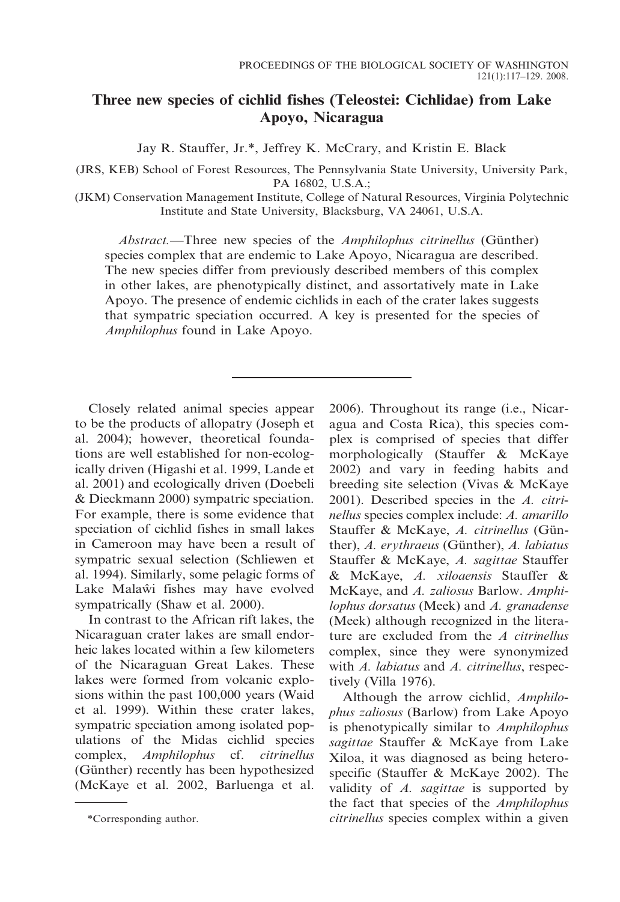# Three new species of cichlid fishes (Teleostei: Cichlidae) from Lake Apoyo, Nicaragua

Jay R. Stauffer, Jr.*, Jeffrey K. McCrary, and Kristin E. Black

(JRS, KEB) School of Forest Resources, The Pennsylvania State University, University Park, PA 16802, U.S.A.;

(JKM) Conservation Management Institute, College of Natural Resources, Virginia Polytechnic Institute and State University, Blacksburg, VA 24061, U.S.A.

*Abstract.*—Three new species of the *Amphilophus citrinellus* (Günther) species complex that are endemic to Lake Apoyo, Nicaragua are described. The new species differ from previously described members of this complex in other lakes, are phenotypically distinct, and assortatively mate in Lake Apoyo. The presence of endemic cichlids in each of the crater lakes suggests that sympatric speciation occurred. A key is presented for the species of *Amphilophus* found in Lake Apoyo.

Closely related animal species appear to be the products of allopatry (Joseph et al. 2004); however, theoretical foundations are well established for non-ecologically driven (Higashi et al. 1999, Lande et al. 2001) and ecologically driven (Doebeli & Dieckmann 2000) sympatric speciation. For example, there is some evidence that speciation of cichlid fishes in small lakes in Cameroon may have been a result of sympatric sexual selection (Schliewen et al. 1994). Similarly, some pelagic forms of Lake Malaŵi fishes may have evolved sympatrically (Shaw et al. 2000).

In contrast to the African rift lakes, the Nicaraguan crater lakes are small endorheic lakes located within a few kilometers of the Nicaraguan Great Lakes. These lakes were formed from volcanic explosions within the past 100,000 years (Waid et al. 1999). Within these crater lakes, sympatric speciation among isolated populations of the Midas cichlid species complex, *Amphilophus* cf. *citrinellus* (Günther) recently has been hypothesized (McKaye et al. 2002, Barluenga et al. 2006). Throughout its range (i.e., Nicaragua and Costa Rica), this species complex is comprised of species that differ morphologically (Stauffer & McKaye 2002) and vary in feeding habits and breeding site selection (Vivas & McKaye 2001). Described species in the *A. citrinellus* species complex include: *A. amarillo* Stauffer & McKaye, *A. citrinellus* (Günther), *A. erythraeus* (Günther), *A. labiatus* Stauffer & McKaye, *A. sagittae* Stauffer & McKaye, *A. xiloaensis* Stauffer & McKaye, and *A. zaliosus* Barlow. *Amphilophus dorsatus* (Meek) and *A. granadense* (Meek) although recognized in the literature are excluded from the *A citrinellus* complex, since they were synonymized with *A. labiatus* and *A. citrinellus*, respectively (Villa 1976).

Although the arrow cichlid, *Amphilophus zaliosus* (Barlow) from Lake Apoyo is phenotypically similar to *Amphilophus sagittae* Stauffer & McKaye from Lake Xiloa, it was diagnosed as being heterospecific (Stauffer & McKaye 2002). The validity of *A. sagittae* is supported by the fact that species of the *Amphilophus citrinellus* species complex within a given

*Corresponding author.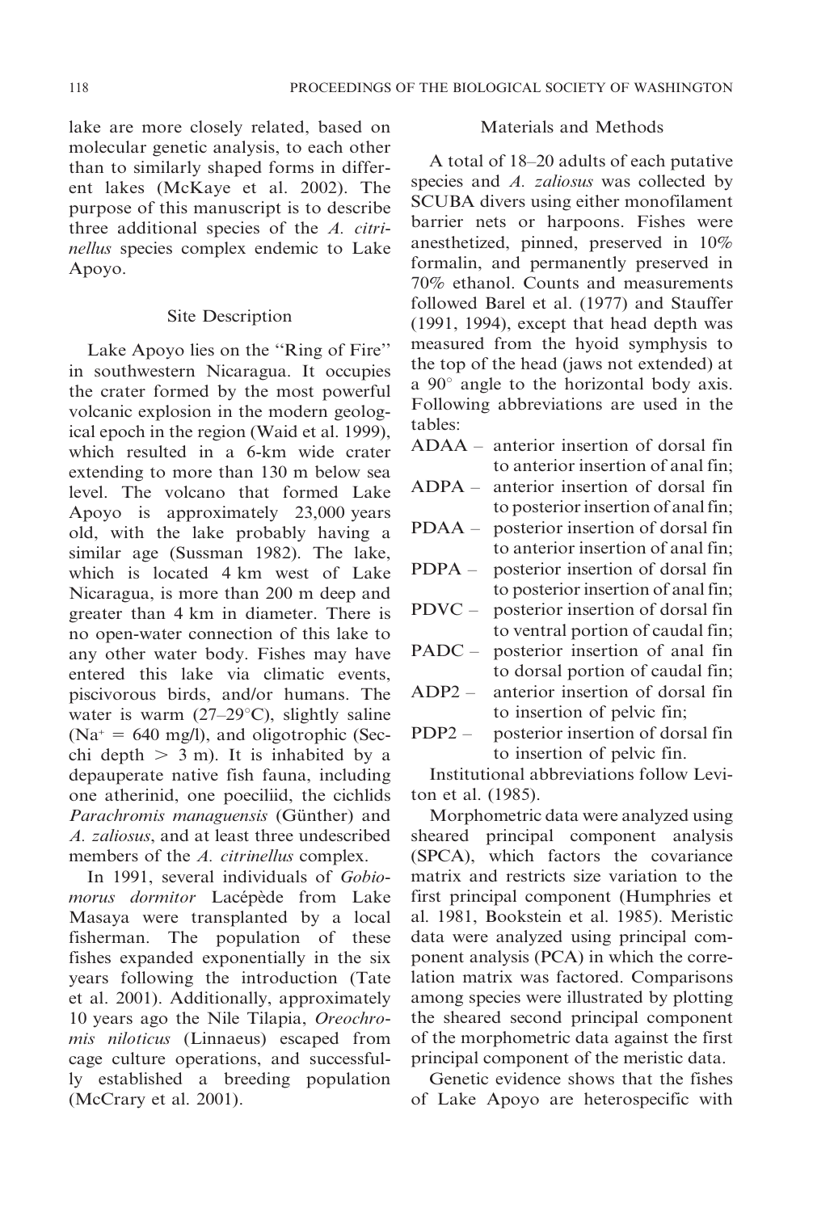lake are more closely related, based on molecular genetic analysis, to each other than to similarly shaped forms in different lakes (McKaye et al. 2002). The purpose of this manuscript is to describe three additional species of the *A. citrinellus* species complex endemic to Lake Apoyo.

## Site Description

Lake Apoyo lies on the "Ring of Fire" in southwestern Nicaragua. It occupies the crater formed by the most powerful volcanic explosion in the modern geological epoch in the region (Waid et al. 1999), which resulted in a 6-km wide crater extending to more than 130 m below sea level. The volcano that formed Lake Apoyo is approximately 23,000 years old, with the lake probably having a similar age (Sussman 1982). The lake, which is located 4 km west of Lake Nicaragua, is more than 200 m deep and greater than 4 km in diameter. There is no open-water connection of this lake to any other water body. Fishes may have entered this lake via climatic events, piscivorous birds, and/or humans. The water is warm (27–29°C), slightly saline ($Na^+ = 640$ mg/l), and oligotrophic (Secchi depth $> 3$ m). It is inhabited by a depauperate native fish fauna, including one atherinid, one poeciliid, the cichlids *Parachromis managuensis* (Günther) and *A. zaliosus*, and at least three undescribed members of the *A. citrinellus* complex.

In 1991, several individuals of *Gobiomorus dormitor* Lacépède from Lake Masaya were transplanted by a local fisherman. The population of these fishes expanded exponentially in the six years following the introduction (Tate et al. 2001). Additionally, approximately 10 years ago the Nile Tilapia, *Oreochromis niloticus* (Linnaeus) escaped from cage culture operations, and successfully established a breeding population (McCrary et al. 2001).

## Materials and Methods

A total of 18–20 adults of each putative species and *A. zaliosus* was collected by SCUBA divers using either monofilament barrier nets or harpoons. Fishes were anesthetized, pinned, preserved in 10% formalin, and permanently preserved in 70% ethanol. Counts and measurements followed Barel et al. (1977) and Stauffer (1991, 1994), except that head depth was measured from the hyoid symphysis to the top of the head (jaws not extended) at a 90° angle to the horizontal body axis. Following abbreviations are used in the tables:

- ADAA – anterior insertion of dorsal fin to anterior insertion of anal fin;
- ADPA – anterior insertion of dorsal fin to posterior insertion of anal fin;
- PDAA – posterior insertion of dorsal fin to anterior insertion of anal fin;
- PDPA – posterior insertion of dorsal fin to posterior insertion of anal fin;
- PDVC – posterior insertion of dorsal fin to ventral portion of caudal fin;
- PADC – posterior insertion of anal fin to dorsal portion of caudal fin;
- ADP2 – anterior insertion of dorsal fin to insertion of pelvic fin;
- PDP2 – posterior insertion of dorsal fin to insertion of pelvic fin.

Institutional abbreviations follow Leviton et al. (1985).

Morphometric data were analyzed using sheared principal component analysis (SPCA), which factors the covariance matrix and restricts size variation to the first principal component (Humphries et al. 1981, Bookstein et al. 1985). Meristic data were analyzed using principal component analysis (PCA) in which the correlation matrix was factored. Comparisons among species were illustrated by plotting the sheared second principal component of the morphometric data against the first principal component of the meristic data.

Genetic evidence shows that the fishes of Lake Apoyo are heterospecific with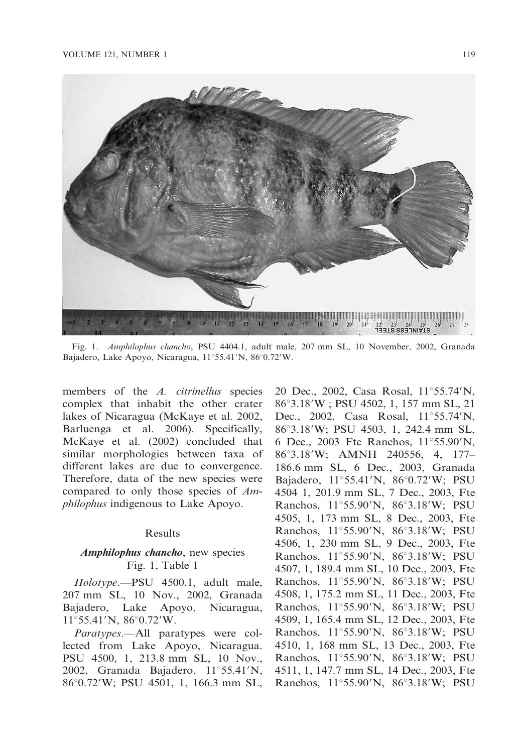Fig. 1. *Amphilophus chancho*, PSU 4404.1, adult male, 207 mm SL, 10 November, 2002, Granada Bajadero, Lake Apoyo, Nicaragua, 11°55.41′N, 86°0.72′W.

members of the *A. citrinellus* species complex that inhabit the other crater lakes of Nicaragua (McKaye et al. 2002, Barluenga et al. 2006). Specifically, McKaye et al. (2002) concluded that similar morphologies between taxa of different lakes are due to convergence. Therefore, data of the new species were compared to only those species of *Amphilophus* indigenous to Lake Apoyo.

## Results

### *Amphilophus chancho*, new species
Fig. 1, Table 1

*Holotype*.—PSU 4500.1, adult male, 207 mm SL, 10 Nov., 2002, Granada Bajadero, Lake Apoyo, Nicaragua, 11°55.41′N, 86°0.72′W.

*Paratypes*.—All paratypes were collected from Lake Apoyo, Nicaragua. PSU 4500, 1, 213.8 mm SL, 10 Nov., 2002, Granada Bajadero, 11°55.41′N, 86°0.72′W; PSU 4501, 1, 166.3 mm SL, 20 Dec., 2002, Casa Rosal, 11°55.74′N, 86°3.18′W ; PSU 4502, 1, 157 mm SL, 21 Dec., 2002, Casa Rosal, 11°55.74′N, 86°3.18′W; PSU 4503, 1, 242.4 mm SL, 6 Dec., 2003 Fte Ranchos, 11°55.90′N, 86°3.18′W; AMNH 240556, 4, 177–186.6 mm SL, 6 Dec., 2003, Granada Bajadero, 11°55.41′N, 86°0.72′W; PSU 4504 1, 201.9 mm SL, 7 Dec., 2003, Fte Ranchos, 11°55.90′N, 86°3.18′W; PSU 4505, 1, 173 mm SL, 8 Dec., 2003, Fte Ranchos, 11°55.90′N, 86°3.18′W; PSU 4506, 1, 230 mm SL, 9 Dec., 2003, Fte Ranchos, 11°55.90′N, 86°3.18′W; PSU 4507, 1, 189.4 mm SL, 10 Dec., 2003, Fte Ranchos, 11°55.90′N, 86°3.18′W; PSU 4508, 1, 175.2 mm SL, 11 Dec., 2003, Fte Ranchos, 11°55.90′N, 86°3.18′W; PSU 4509, 1, 165.4 mm SL, 12 Dec., 2003, Fte Ranchos, 11°55.90′N, 86°3.18′W; PSU 4510, 1, 168 mm SL, 13 Dec., 2003, Fte Ranchos, 11°55.90′N, 86°3.18′W; PSU 4511, 1, 147.7 mm SL, 14 Dec., 2003, Fte Ranchos, 11°55.90′N, 86°3.18′W; PSU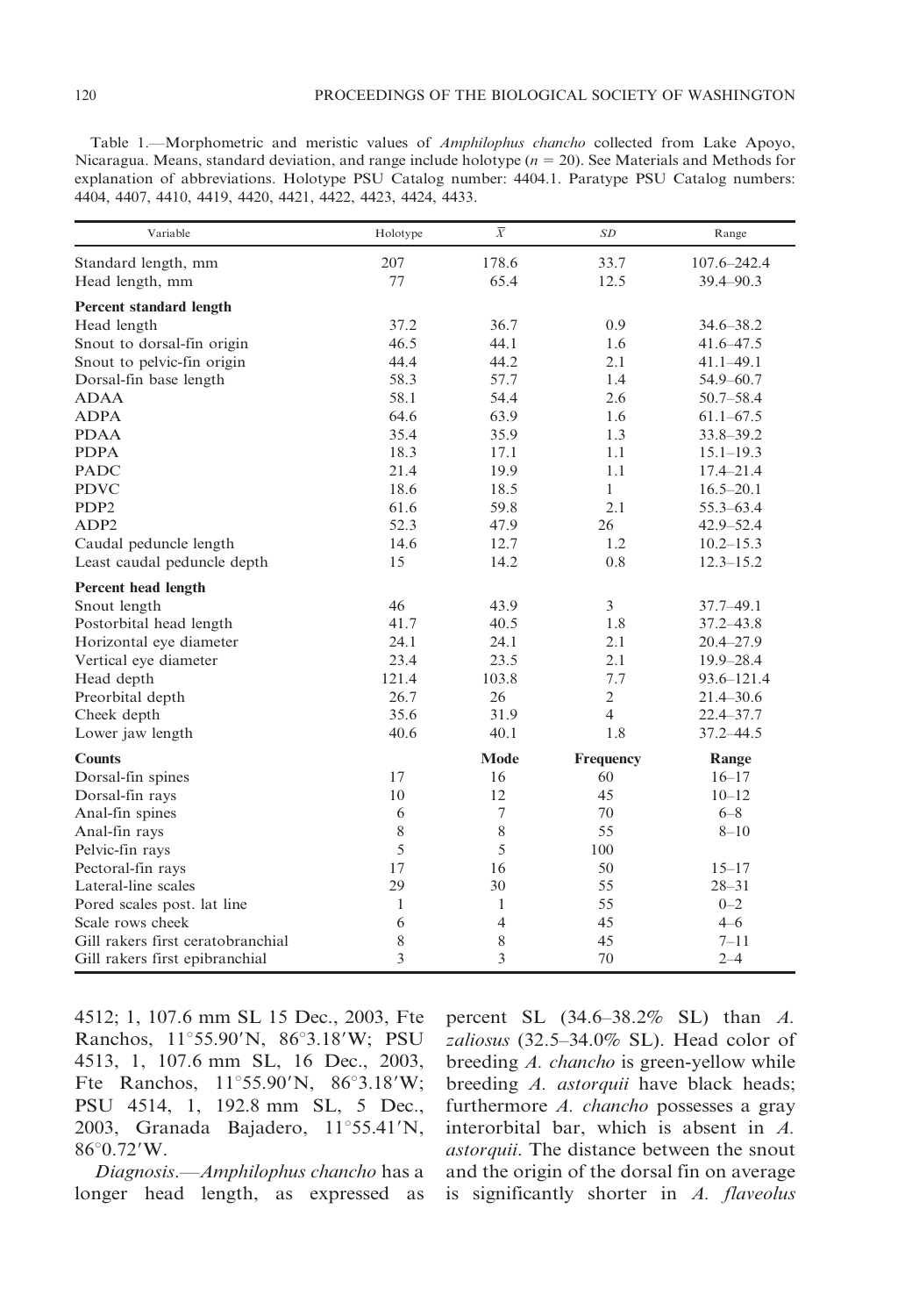Table 1.—Morphometric and meristic values of *Amphilophus chancho* collected from Lake Apoyo, Nicaragua. Means, standard deviation, and range include holotype ($n = 20$). See Materials and Methods for explanation of abbreviations. Holotype PSU Catalog number: 4404.1. Paratype PSU Catalog numbers: 4404, 4407, 4410, 4419, 4420, 4421, 4422, 4423, 4424, 4433.

| Variable | Holotype | $\overline{X}$ | *SD* | Range |
|---|---|---|---|---|
| Standard length, mm | 207 | 178.6 | 33.7 | 107.6–242.4 |
| Head length, mm | 77 | 65.4 | 12.5 | 39.4–90.3 |
| **Percent standard length** | | | | |
| Head length | 37.2 | 36.7 | 0.9 | 34.6–38.2 |
| Snout to dorsal-fin origin | 46.5 | 44.1 | 1.6 | 41.6–47.5 |
| Snout to pelvic-fin origin | 44.4 | 44.2 | 2.1 | 41.1–49.1 |
| Dorsal-fin base length | 58.3 | 57.7 | 1.4 | 54.9–60.7 |
| ADAA | 58.1 | 54.4 | 2.6 | 50.7–58.4 |
| ADPA | 64.6 | 63.9 | 1.6 | 61.1–67.5 |
| PDAA | 35.4 | 35.9 | 1.3 | 33.8–39.2 |
| PDPA | 18.3 | 17.1 | 1.1 | 15.1–19.3 |
| PADC | 21.4 | 19.9 | 1.1 | 17.4–21.4 |
| PDVC | 18.6 | 18.5 | 1 | 16.5–20.1 |
| PDP2 | 61.6 | 59.8 | 2.1 | 55.3–63.4 |
| ADP2 | 52.3 | 47.9 | 26 | 42.9–52.4 |
| Caudal peduncle length | 14.6 | 12.7 | 1.2 | 10.2–15.3 |
| Least caudal peduncle depth | 15 | 14.2 | 0.8 | 12.3–15.2 |
| **Percent head length** | | | | |
| Snout length | 46 | 43.9 | 3 | 37.7–49.1 |
| Postorbital head length | 41.7 | 40.5 | 1.8 | 37.2–43.8 |
| Horizontal eye diameter | 24.1 | 24.1 | 2.1 | 20.4–27.9 |
| Vertical eye diameter | 23.4 | 23.5 | 2.1 | 19.9–28.4 |
| Head depth | 121.4 | 103.8 | 7.7 | 93.6–121.4 |
| Preorbital depth | 26.7 | 26 | 2 | 21.4–30.6 |
| Cheek depth | 35.6 | 31.9 | 4 | 22.4–37.7 |
| Lower jaw length | 40.6 | 40.1 | 1.8 | 37.2–44.5 |
| **Counts** | | **Mode** | **Frequency** | **Range** |
| Dorsal-fin spines | 17 | 16 | 60 | 16–17 |
| Dorsal-fin rays | 10 | 12 | 45 | 10–12 |
| Anal-fin spines | 6 | 7 | 70 | 6–8 |
| Anal-fin rays | 8 | 8 | 55 | 8–10 |
| Pelvic-fin rays | 5 | 5 | 100 | |
| Pectoral-fin rays | 17 | 16 | 50 | 15–17 |
| Lateral-line scales | 29 | 30 | 55 | 28–31 |
| Pored scales post. lat line | 1 | 1 | 55 | 0–2 |
| Scale rows cheek | 6 | 4 | 45 | 4–6 |
| Gill rakers first ceratobranchial | 8 | 8 | 45 | 7–11 |
| Gill rakers first epibranchial | 3 | 3 | 70 | 2–4 |

4512; 1, 107.6 mm SL 15 Dec., 2003, Fte Ranchos, 11°55.90′N, 86°3.18′W; PSU 4513, 1, 107.6 mm SL, 16 Dec., 2003, Fte Ranchos, 11°55.90′N, 86°3.18′W; PSU 4514, 1, 192.8 mm SL, 5 Dec., 2003, Granada Bajadero, 11°55.41′N, 86°0.72′W.

*Diagnosis*.—*Amphilophus chancho* has a longer head length, as expressed as percent SL (34.6–38.2% SL) than *A. zaliosus* (32.5–34.0% SL). Head color of breeding *A. chancho* is green-yellow while breeding *A. astorquii* have black heads; furthermore *A. chancho* possesses a gray interorbital bar, which is absent in *A. astorquii*. The distance between the snout and the origin of the dorsal fin on average is significantly shorter in *A. flaveolus*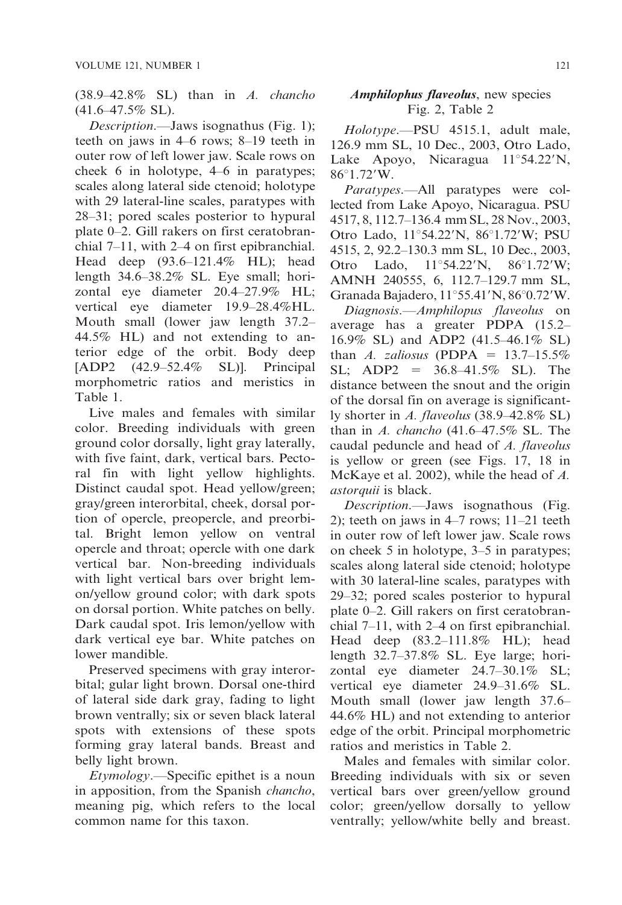(38.9–42.8% SL) than in *A. chancho* (41.6–47.5% SL).

*Description*.—Jaws isognathus (Fig. 1); teeth on jaws in 4–6 rows; 8–19 teeth in outer row of left lower jaw. Scale rows on cheek 6 in holotype, 4–6 in paratypes; scales along lateral side ctenoid; holotype with 29 lateral-line scales, paratypes with 28–31; pored scales posterior to hypural plate 0–2. Gill rakers on first ceratobranchial 7–11, with 2–4 on first epibranchial. Head deep (93.6–121.4% HL); head length 34.6–38.2% SL. Eye small; horizontal eye diameter 20.4–27.9% HL; vertical eye diameter 19.9–28.4%HL. Mouth small (lower jaw length 37.2–44.5% HL) and not extending to anterior edge of the orbit. Body deep [ADP2 (42.9–52.4% SL)]. Principal morphometric ratios and meristics in Table 1.

Live males and females with similar color. Breeding individuals with green ground color dorsally, light gray laterally, with five faint, dark, vertical bars. Pectoral fin with light yellow highlights. Distinct caudal spot. Head yellow/green; gray/green interorbital, cheek, dorsal portion of opercle, preopercle, and preorbital. Bright lemon yellow on ventral opercle and throat; opercle with one dark vertical bar. Non-breeding individuals with light vertical bars over bright lemon/yellow ground color; with dark spots on dorsal portion. White patches on belly. Dark caudal spot. Iris lemon/yellow with dark vertical eye bar. White patches on lower mandible.

Preserved specimens with gray interorbital; gular light brown. Dorsal one-third of lateral side dark gray, fading to light brown ventrally; six or seven black lateral spots with extensions of these spots forming gray lateral bands. Breast and belly light brown.

*Etymology*.—Specific epithet is a noun in apposition, from the Spanish *chancho*, meaning pig, which refers to the local common name for this taxon.

## ***Amphilophus flaveolus***, new species
Fig. 2, Table 2

*Holotype*.—PSU 4515.1, adult male, 126.9 mm SL, 10 Dec., 2003, Otro Lado, Lake Apoyo, Nicaragua 11°54.22′N, 86°1.72′W.

*Paratypes*.—All paratypes were collected from Lake Apoyo, Nicaragua. PSU 4517, 8, 112.7–136.4 mm SL, 28 Nov., 2003, Otro Lado, 11°54.22′N, 86°1.72′W; PSU 4515, 2, 92.2–130.3 mm SL, 10 Dec., 2003, Otro Lado, 11°54.22′N, 86°1.72′W; AMNH 240555, 6, 112.7–129.7 mm SL, Granada Bajadero, 11°55.41′N, 86°0.72′W.

*Diagnosis*.—*Amphilopus flaveolus* on average has a greater PDPA (15.2–16.9% SL) and ADP2 (41.5–46.1% SL) than *A. zaliosus* (PDPA = 13.7–15.5% SL; ADP2 = 36.8–41.5% SL). The distance between the snout and the origin of the dorsal fin on average is significantly shorter in *A. flaveolus* (38.9–42.8% SL) than in *A. chancho* (41.6–47.5% SL. The caudal peduncle and head of *A. flaveolus* is yellow or green (see Figs. 17, 18 in McKaye et al. 2002), while the head of *A. astorquii* is black.

*Description*.—Jaws isognathous (Fig. 2); teeth on jaws in 4–7 rows; 11–21 teeth in outer row of left lower jaw. Scale rows on cheek 5 in holotype, 3–5 in paratypes; scales along lateral side ctenoid; holotype with 30 lateral-line scales, paratypes with 29–32; pored scales posterior to hypural plate 0–2. Gill rakers on first ceratobranchial 7–11, with 2–4 on first epibranchial. Head deep (83.2–111.8% HL); head length 32.7–37.8% SL. Eye large; horizontal eye diameter 24.7–30.1% SL; vertical eye diameter 24.9–31.6% SL. Mouth small (lower jaw length 37.6–44.6% HL) and not extending to anterior edge of the orbit. Principal morphometric ratios and meristics in Table 2.

Males and females with similar color. Breeding individuals with six or seven vertical bars over green/yellow ground color; green/yellow dorsally to yellow ventrally; yellow/white belly and breast.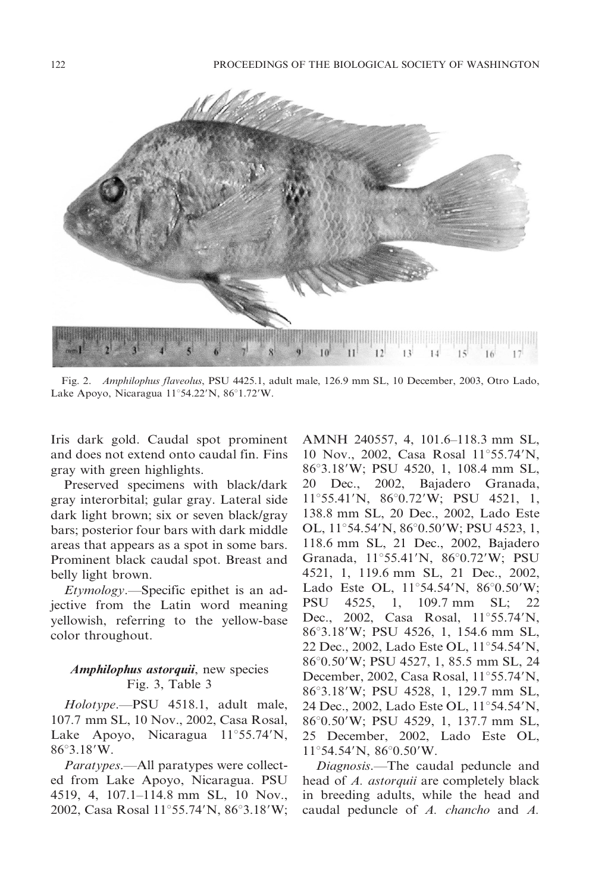Fig. 2. *Amphilophus flaveolus*, PSU 4425.1, adult male, 126.9 mm SL, 10 December, 2003, Otro Lado, Lake Apoyo, Nicaragua 11°54.22′N, 86°1.72′W.

Iris dark gold. Caudal spot prominent and does not extend onto caudal fin. Fins gray with green highlights.

Preserved specimens with black/dark gray interorbital; gular gray. Lateral side dark light brown; six or seven black/gray bars; posterior four bars with dark middle areas that appears as a spot in some bars. Prominent black caudal spot. Breast and belly light brown.

*Etymology*.—Specific epithet is an adjective from the Latin word meaning yellowish, referring to the yellow-base color throughout.

### *Amphilophus astorquii*, new species
Fig. 3, Table 3

*Holotype*.—PSU 4518.1, adult male, 107.7 mm SL, 10 Nov., 2002, Casa Rosal, Lake Apoyo, Nicaragua 11°55.74′N, 86°3.18′W.

*Paratypes*.—All paratypes were collected from Lake Apoyo, Nicaragua. PSU 4519, 4, 107.1–114.8 mm SL, 10 Nov., 2002, Casa Rosal 11°55.74′N, 86°3.18′W; AMNH 240557, 4, 101.6–118.3 mm SL, 10 Nov., 2002, Casa Rosal 11°55.74′N, 86°3.18′W; PSU 4520, 1, 108.4 mm SL, 20 Dec., 2002, Bajadero Granada, 11°55.41′N, 86°0.72′W; PSU 4521, 1, 138.8 mm SL, 20 Dec., 2002, Lado Este OL, 11°54.54′N, 86°0.50′W; PSU 4523, 1, 118.6 mm SL, 21 Dec., 2002, Bajadero Granada, 11°55.41′N, 86°0.72′W; PSU 4521, 1, 119.6 mm SL, 21 Dec., 2002, Lado Este OL, 11°54.54′N, 86°0.50′W; PSU 4525, 1, 109.7 mm SL; 22 Dec., 2002, Casa Rosal, 11°55.74′N, 86°3.18′W; PSU 4526, 1, 154.6 mm SL, 22 Dec., 2002, Lado Este OL, 11°54.54′N, 86°0.50′W; PSU 4527, 1, 85.5 mm SL, 24 December, 2002, Casa Rosal, 11°55.74′N, 86°3.18′W; PSU 4528, 1, 129.7 mm SL, 24 Dec., 2002, Lado Este OL, 11°54.54′N, 86°0.50′W; PSU 4529, 1, 137.7 mm SL, 25 December, 2002, Lado Este OL, 11°54.54′N, 86°0.50′W.

*Diagnosis*.—The caudal peduncle and head of *A. astorquii* are completely black in breeding adults, while the head and caudal peduncle of *A. chancho* and *A.*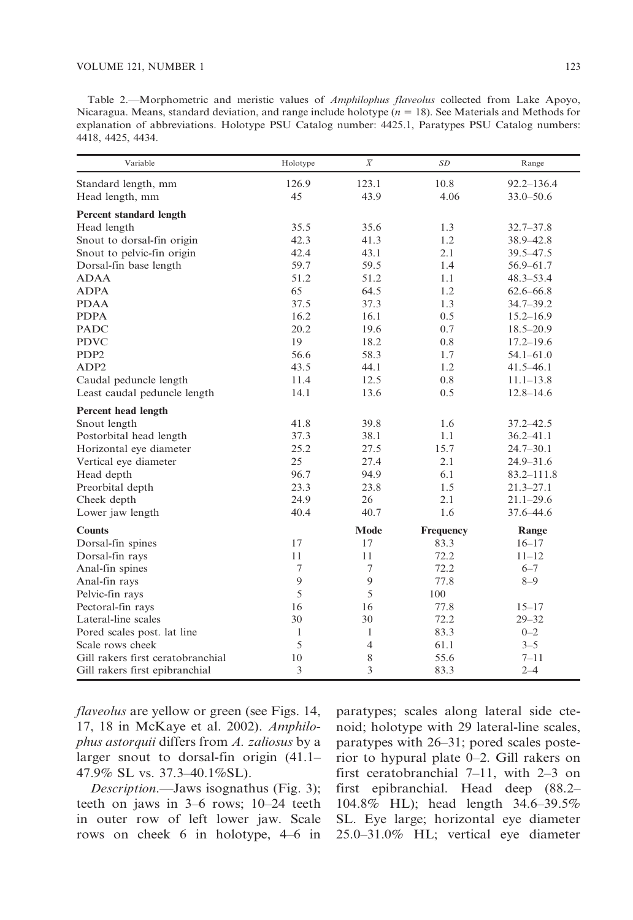Table 2.—Morphometric and meristic values of *Amphilophus flaveolus* collected from Lake Apoyo, Nicaragua. Means, standard deviation, and range include holotype ($n$ = 18). See Materials and Methods for explanation of abbreviations. Holotype PSU Catalog number: 4425.1, Paratypes PSU Catalog numbers: 4418, 4425, 4434.

| Variable | Holotype | $\overline{X}$ | *SD* | Range |
|---|---|---|---|---|
| Standard length, mm | 126.9 | 123.1 | 10.8 | 92.2–136.4 |
| Head length, mm | 45 | 43.9 | 4.06 | 33.0–50.6 |
| **Percent standard length** | | | | |
| Head length | 35.5 | 35.6 | 1.3 | 32.7–37.8 |
| Snout to dorsal-fin origin | 42.3 | 41.3 | 1.2 | 38.9–42.8 |
| Snout to pelvic-fin origin | 42.4 | 43.1 | 2.1 | 39.5–47.5 |
| Dorsal-fin base length | 59.7 | 59.5 | 1.4 | 56.9–61.7 |
| ADAA | 51.2 | 51.2 | 1.1 | 48.3–53.4 |
| ADPA | 65 | 64.5 | 1.2 | 62.6–66.8 |
| PDAA | 37.5 | 37.3 | 1.3 | 34.7–39.2 |
| PDPA | 16.2 | 16.1 | 0.5 | 15.2–16.9 |
| PADC | 20.2 | 19.6 | 0.7 | 18.5–20.9 |
| PDVC | 19 | 18.2 | 0.8 | 17.2–19.6 |
| PDP2 | 56.6 | 58.3 | 1.7 | 54.1–61.0 |
| ADP2 | 43.5 | 44.1 | 1.2 | 41.5–46.1 |
| Caudal peduncle length | 11.4 | 12.5 | 0.8 | 11.1–13.8 |
| Least caudal peduncle length | 14.1 | 13.6 | 0.5 | 12.8–14.6 |
| **Percent head length** | | | | |
| Snout length | 41.8 | 39.8 | 1.6 | 37.2–42.5 |
| Postorbital head length | 37.3 | 38.1 | 1.1 | 36.2–41.1 |
| Horizontal eye diameter | 25.2 | 27.5 | 15.7 | 24.7–30.1 |
| Vertical eye diameter | 25 | 27.4 | 2.1 | 24.9–31.6 |
| Head depth | 96.7 | 94.9 | 6.1 | 83.2–111.8 |
| Preorbital depth | 23.3 | 23.8 | 1.5 | 21.3–27.1 |
| Cheek depth | 24.9 | 26 | 2.1 | 21.1–29.6 |
| Lower jaw length | 40.4 | 40.7 | 1.6 | 37.6–44.6 |
| **Counts** | | **Mode** | **Frequency** | **Range** |
| Dorsal-fin spines | 17 | 17 | 83.3 | 16–17 |
| Dorsal-fin rays | 11 | 11 | 72.2 | 11–12 |
| Anal-fin spines | 7 | 7 | 72.2 | 6–7 |
| Anal-fin rays | 9 | 9 | 77.8 | 8–9 |
| Pelvic-fin rays | 5 | 5 | 100 | |
| Pectoral-fin rays | 16 | 16 | 77.8 | 15–17 |
| Lateral-line scales | 30 | 30 | 72.2 | 29–32 |
| Pored scales post. lat line | 1 | 1 | 83.3 | 0–2 |
| Scale rows cheek | 5 | 4 | 61.1 | 3–5 |
| Gill rakers first ceratobranchial | 10 | 8 | 55.6 | 7–11 |
| Gill rakers first epibranchial | 3 | 3 | 83.3 | 2–4 |

*flaveolus* are yellow or green (see Figs. 14, 17, 18 in McKaye et al. 2002). *Amphilophus astorquii* differs from *A. zaliosus* by a larger snout to dorsal-fin origin (41.1–47.9% SL vs. 37.3–40.1%SL).

*Description.*—Jaws isognathus (Fig. 3); teeth on jaws in 3–6 rows; 10–24 teeth in outer row of left lower jaw. Scale rows on cheek 6 in holotype, 4–6 in paratypes; scales along lateral side ctenoid; holotype with 29 lateral-line scales, paratypes with 26–31; pored scales posterior to hypural plate 0–2. Gill rakers on first ceratobranchial 7–11, with 2–3 on first epibranchial. Head deep (88.2–104.8% HL); head length 34.6–39.5% SL. Eye large; horizontal eye diameter 25.0–31.0% HL; vertical eye diameter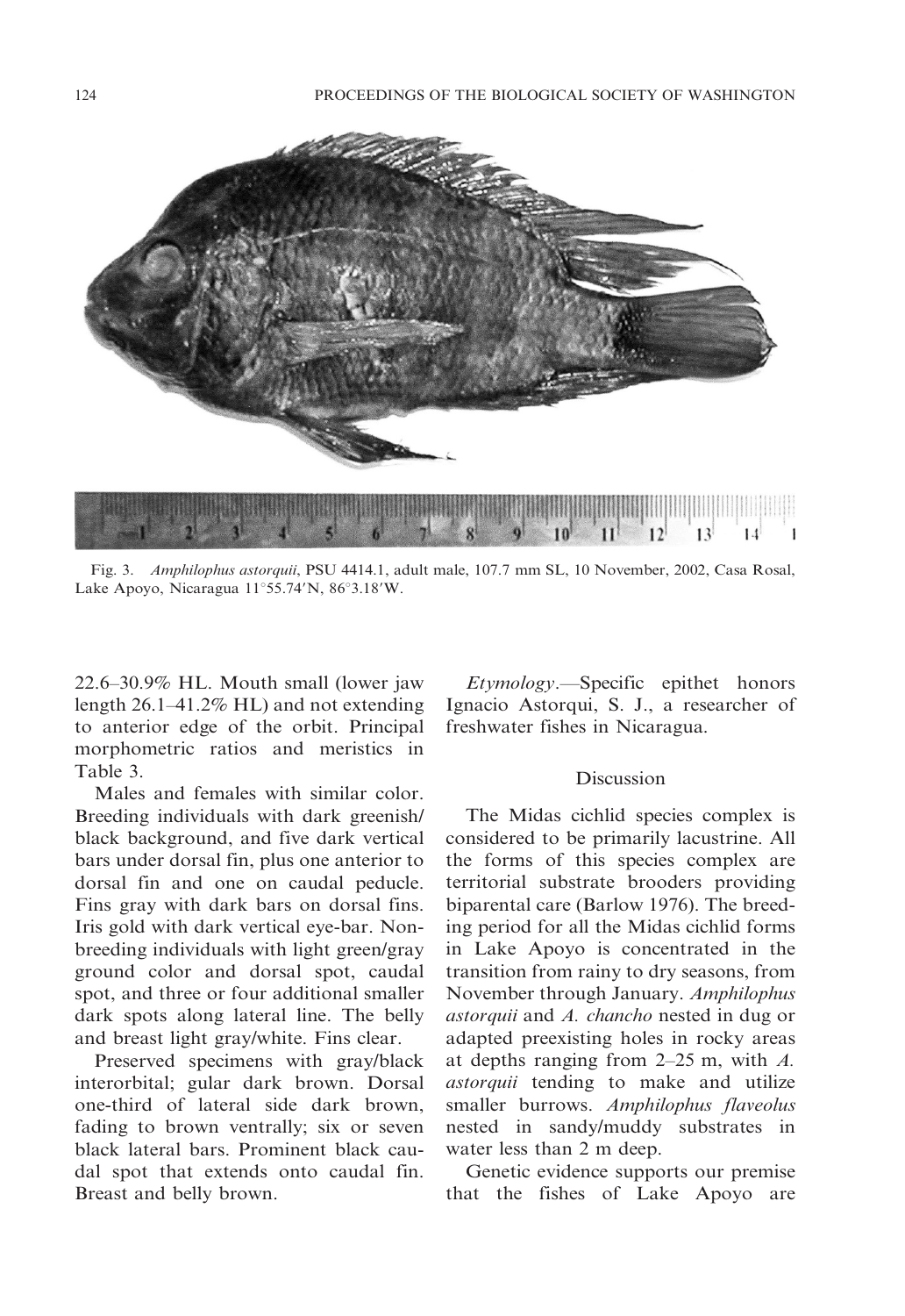Fig. 3. *Amphilophus astorquii*, PSU 4414.1, adult male, 107.7 mm SL, 10 November, 2002, Casa Rosal, Lake Apoyo, Nicaragua 11°55.74′N, 86°3.18′W.

22.6–30.9% HL. Mouth small (lower jaw length 26.1–41.2% HL) and not extending to anterior edge of the orbit. Principal morphometric ratios and meristics in Table 3.

Males and females with similar color. Breeding individuals with dark greenish/black background, and five dark vertical bars under dorsal fin, plus one anterior to dorsal fin and one on caudal peduncle. Fins gray with dark bars on dorsal fins. Iris gold with dark vertical eye-bar. Nonbreeding individuals with light green/gray ground color and dorsal spot, caudal spot, and three or four additional smaller dark spots along lateral line. The belly and breast light gray/white. Fins clear.

Preserved specimens with gray/black interorbital; gular dark brown. Dorsal one-third of lateral side dark brown, fading to brown ventrally; six or seven black lateral bars. Prominent black caudal spot that extends onto caudal fin. Breast and belly brown.

*Etymology*.—Specific epithet honors Ignacio Astorqui, S. J., a researcher of freshwater fishes in Nicaragua.

## Discussion

The Midas cichlid species complex is considered to be primarily lacustrine. All the forms of this species complex are territorial substrate brooders providing biparental care (Barlow 1976). The breeding period for all the Midas cichlid forms in Lake Apoyo is concentrated in the transition from rainy to dry seasons, from November through January. *Amphilophus astorquii* and *A. chancho* nested in dug or adapted preexisting holes in rocky areas at depths ranging from 2–25 m, with *A. astorquii* tending to make and utilize smaller burrows. *Amphilophus flaveolus* nested in sandy/muddy substrates in water less than 2 m deep.

Genetic evidence supports our premise that the fishes of Lake Apoyo are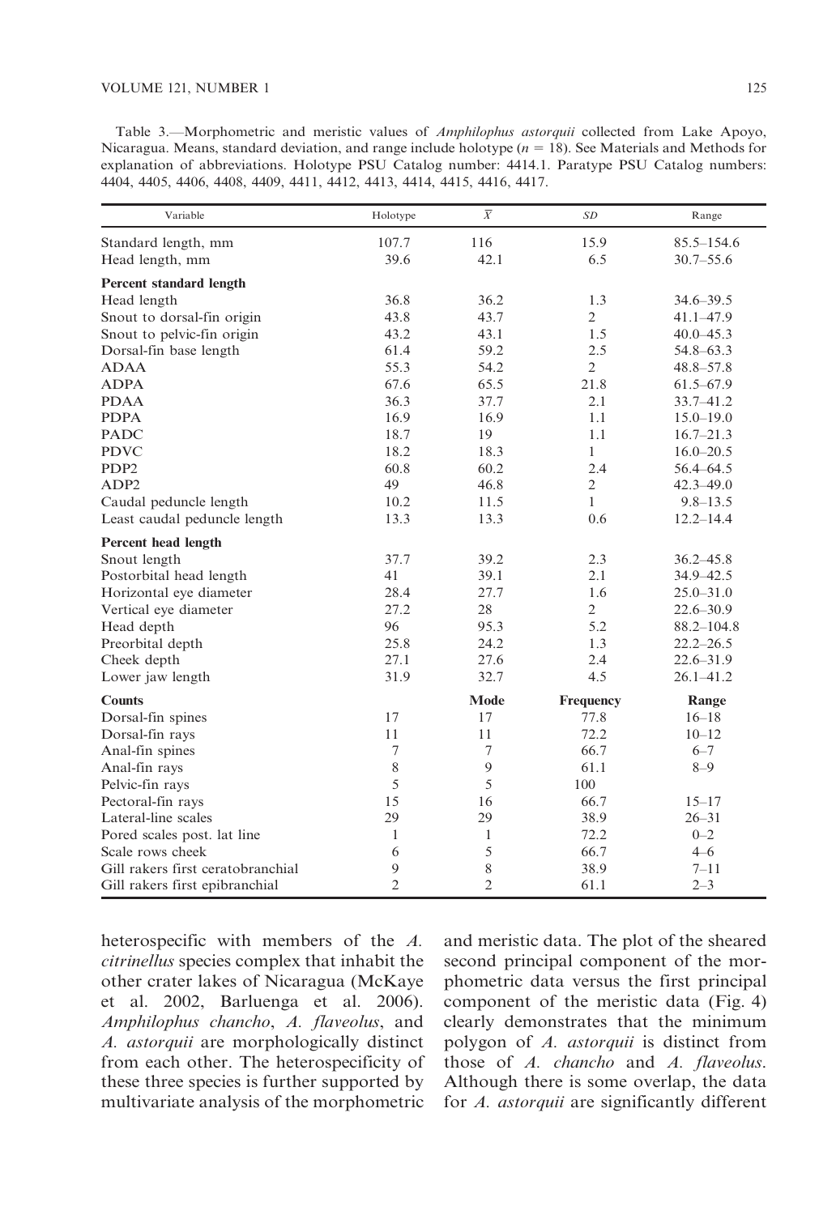Table 3.—Morphometric and meristic values of *Amphilophus astorquii* collected from Lake Apoyo, Nicaragua. Means, standard deviation, and range include holotype ($n = 18$). See Materials and Methods for explanation of abbreviations. Holotype PSU Catalog number: 4414.1. Paratype PSU Catalog numbers: 4404, 4405, 4406, 4408, 4409, 4411, 4412, 4413, 4414, 4415, 4416, 4417.

| Variable | Holotype | $\overline{X}$ | *SD* | Range |
|---|---|---|---|---|
| Standard length, mm | 107.7 | 116 | 15.9 | 85.5–154.6 |
| Head length, mm | 39.6 | 42.1 | 6.5 | 30.7–55.6 |
| **Percent standard length** | | | | |
| Head length | 36.8 | 36.2 | 1.3 | 34.6–39.5 |
| Snout to dorsal-fin origin | 43.8 | 43.7 | 2 | 41.1–47.9 |
| Snout to pelvic-fin origin | 43.2 | 43.1 | 1.5 | 40.0–45.3 |
| Dorsal-fin base length | 61.4 | 59.2 | 2.5 | 54.8–63.3 |
| ADAA | 55.3 | 54.2 | 2 | 48.8–57.8 |
| ADPA | 67.6 | 65.5 | 21.8 | 61.5–67.9 |
| PDAA | 36.3 | 37.7 | 2.1 | 33.7–41.2 |
| PDPA | 16.9 | 16.9 | 1.1 | 15.0–19.0 |
| PADC | 18.7 | 19 | 1.1 | 16.7–21.3 |
| PDVC | 18.2 | 18.3 | 1 | 16.0–20.5 |
| PDP2 | 60.8 | 60.2 | 2.4 | 56.4–64.5 |
| ADP2 | 49 | 46.8 | 2 | 42.3–49.0 |
| Caudal peduncle length | 10.2 | 11.5 | 1 | 9.8–13.5 |
| Least caudal peduncle length | 13.3 | 13.3 | 0.6 | 12.2–14.4 |
| **Percent head length** | | | | |
| Snout length | 37.7 | 39.2 | 2.3 | 36.2–45.8 |
| Postorbital head length | 41 | 39.1 | 2.1 | 34.9–42.5 |
| Horizontal eye diameter | 28.4 | 27.7 | 1.6 | 25.0–31.0 |
| Vertical eye diameter | 27.2 | 28 | 2 | 22.6–30.9 |
| Head depth | 96 | 95.3 | 5.2 | 88.2–104.8 |
| Preorbital depth | 25.8 | 24.2 | 1.3 | 22.2–26.5 |
| Cheek depth | 27.1 | 27.6 | 2.4 | 22.6–31.9 |
| Lower jaw length | 31.9 | 32.7 | 4.5 | 26.1–41.2 |
| **Counts** | | **Mode** | **Frequency** | **Range** |
| Dorsal-fin spines | 17 | 17 | 77.8 | 16–18 |
| Dorsal-fin rays | 11 | 11 | 72.2 | 10–12 |
| Anal-fin spines | 7 | 7 | 66.7 | 6–7 |
| Anal-fin rays | 8 | 9 | 61.1 | 8–9 |
| Pelvic-fin rays | 5 | 5 | 100 | |
| Pectoral-fin rays | 15 | 16 | 66.7 | 15–17 |
| Lateral-line scales | 29 | 29 | 38.9 | 26–31 |
| Pored scales post. lat line | 1 | 1 | 72.2 | 0–2 |
| Scale rows cheek | 6 | 5 | 66.7 | 4–6 |
| Gill rakers first ceratobranchial | 9 | 8 | 38.9 | 7–11 |
| Gill rakers first epibranchial | 2 | 2 | 61.1 | 2–3 |

heterospecific with members of the *A. citrinellus* species complex that inhabit the other crater lakes of Nicaragua (McKaye et al. 2002, Barluenga et al. 2006). *Amphilophus chancho*, *A. flaveolus*, and *A. astorquii* are morphologically distinct from each other. The heterospecificity of these three species is further supported by multivariate analysis of the morphometric and meristic data. The plot of the sheared second principal component of the morphometric data versus the first principal component of the meristic data (Fig. 4) clearly demonstrates that the minimum polygon of *A. astorquii* is distinct from those of *A. chancho* and *A. flaveolus*. Although there is some overlap, the data for *A. astorquii* are significantly different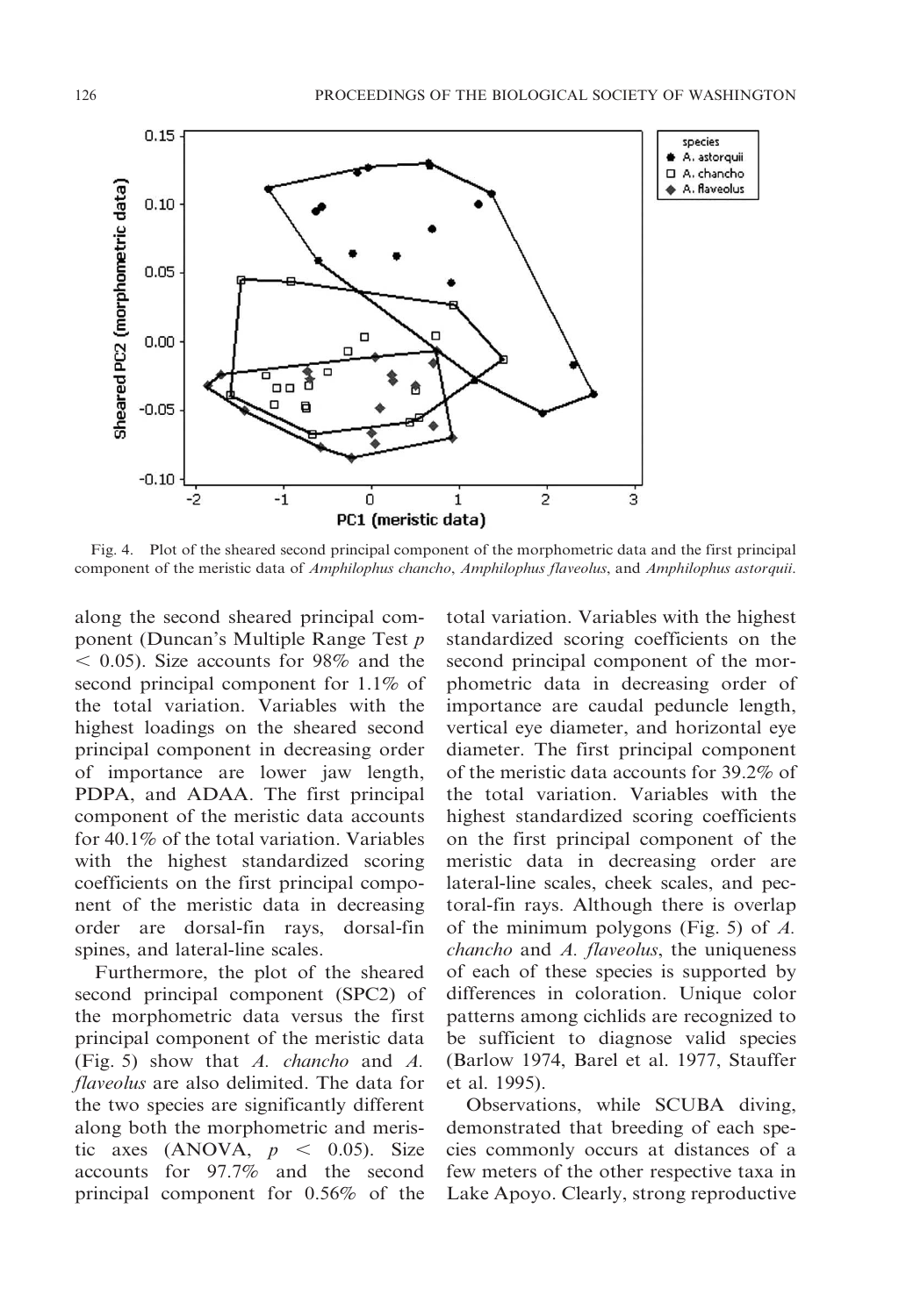Fig. 4. Plot of the sheared second principal component of the morphometric data and the first principal component of the meristic data of *Amphilophus chancho*, *Amphilophus flaveolus*, and *Amphilophus astorquii*.

along the second sheared principal component (Duncan's Multiple Range Test $p < 0.05$). Size accounts for 98% and the second principal component for 1.1% of the total variation. Variables with the highest loadings on the sheared second principal component in decreasing order of importance are lower jaw length, PDPA, and ADAA. The first principal component of the meristic data accounts for 40.1% of the total variation. Variables with the highest standardized scoring coefficients on the first principal component of the meristic data in decreasing order are dorsal-fin rays, dorsal-fin spines, and lateral-line scales.

Furthermore, the plot of the sheared second principal component (SPC2) of the morphometric data versus the first principal component of the meristic data (Fig. 5) show that *A. chancho* and *A. flaveolus* are also delimited. The data for the two species are significantly different along both the morphometric and meristic axes (ANOVA, $p < 0.05$). Size accounts for 97.7% and the second principal component for 0.56% of the total variation. Variables with the highest standardized scoring coefficients on the second principal component of the morphometric data in decreasing order of importance are caudal peduncle length, vertical eye diameter, and horizontal eye diameter. The first principal component of the meristic data accounts for 39.2% of the total variation. Variables with the highest standardized scoring coefficients on the first principal component of the meristic data in decreasing order are lateral-line scales, cheek scales, and pectoral-fin rays. Although there is overlap of the minimum polygons (Fig. 5) of *A. chancho* and *A. flaveolus*, the uniqueness of each of these species is supported by differences in coloration. Unique color patterns among cichlids are recognized to be sufficient to diagnose valid species (Barlow 1974, Barel et al. 1977, Stauffer et al. 1995).

Observations, while SCUBA diving, demonstrated that breeding of each species commonly occurs at distances of a few meters of the other respective taxa in Lake Apoyo. Clearly, strong reproductive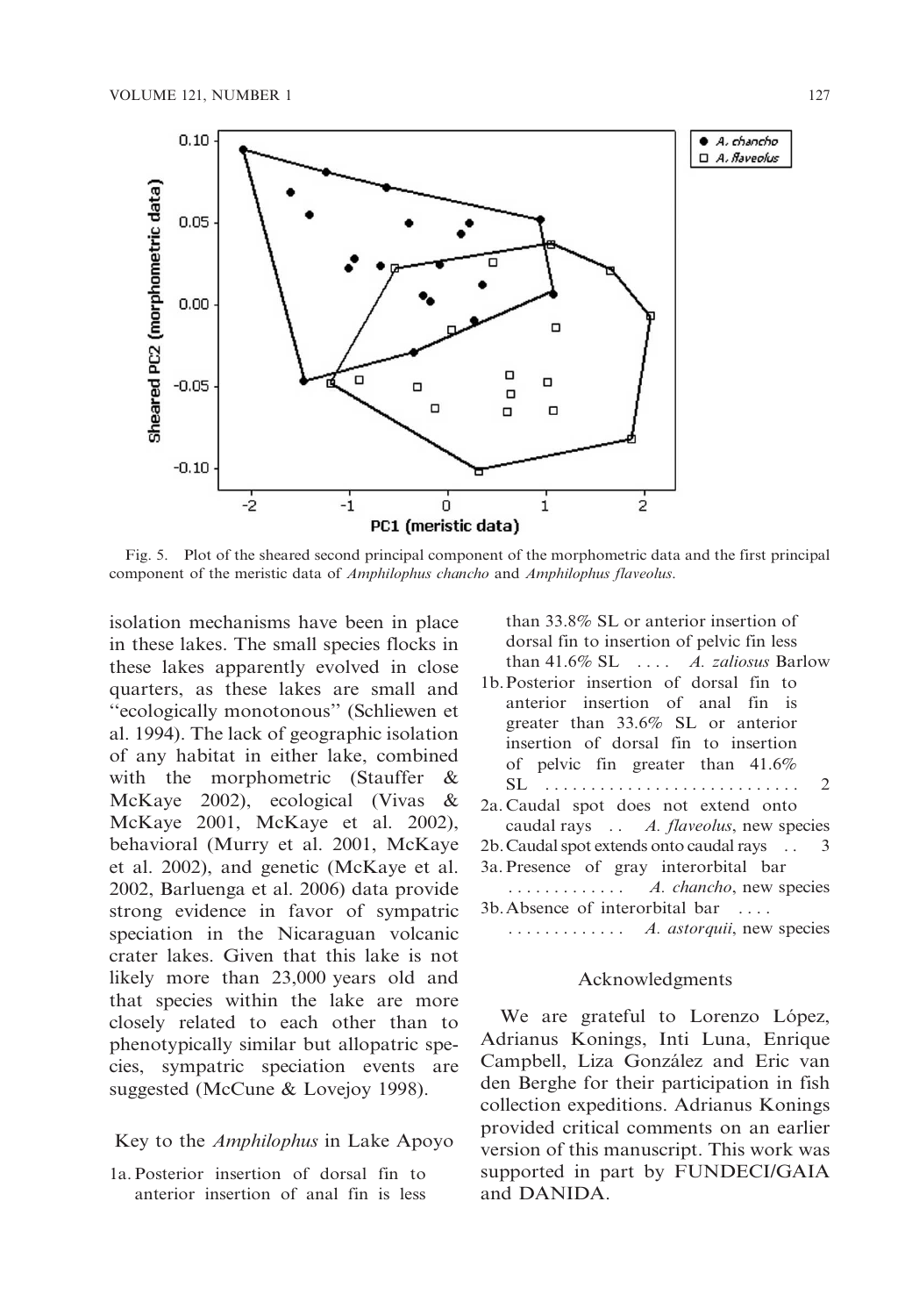Fig. 5. Plot of the sheared second principal component of the morphometric data and the first principal component of the meristic data of *Amphilophus chancho* and *Amphilophus flaveolus*.

isolation mechanisms have been in place in these lakes. The small species flocks in these lakes apparently evolved in close quarters, as these lakes are small and "ecologically monotonous" (Schliewen et al. 1994). The lack of geographic isolation of any habitat in either lake, combined with the morphometric (Stauffer & McKaye 2002), ecological (Vivas & McKaye 2001, McKaye et al. 2002), behavioral (Murry et al. 2001, McKaye et al. 2002), and genetic (McKaye et al. 2002, Barluenga et al. 2006) data provide strong evidence in favor of sympatric speciation in the Nicaraguan volcanic crater lakes. Given that this lake is not likely more than 23,000 years old and that species within the lake are more closely related to each other than to phenotypically similar but allopatric species, sympatric speciation events are suggested (McCune & Lovejoy 1998).

## Key to the *Amphilophus* in Lake Apoyo

1a. Posterior insertion of dorsal fin to anterior insertion of anal fin is less than 33.8% SL or anterior insertion of dorsal fin to insertion of pelvic fin less than 41.6% SL .... *A. zaliosus* Barlow

1b. Posterior insertion of dorsal fin to anterior insertion of anal fin is greater than 33.6% SL or anterior insertion of dorsal fin to insertion of pelvic fin greater than 41.6% SL ............................ 2

2a. Caudal spot does not extend onto caudal rays .. *A. flaveolus*, new species

2b. Caudal spot extends onto caudal rays .. 3

3a. Presence of gray interorbital bar ............. *A. chancho*, new species

3b. Absence of interorbital bar .... ............. *A. astorquii*, new species

## Acknowledgments

We are grateful to Lorenzo López, Adrianus Konings, Inti Luna, Enrique Campbell, Liza González and Eric van den Berghe for their participation in fish collection expeditions. Adrianus Konings provided critical comments on an earlier version of this manuscript. This work was supported in part by FUNDECI/GAIA and DANIDA.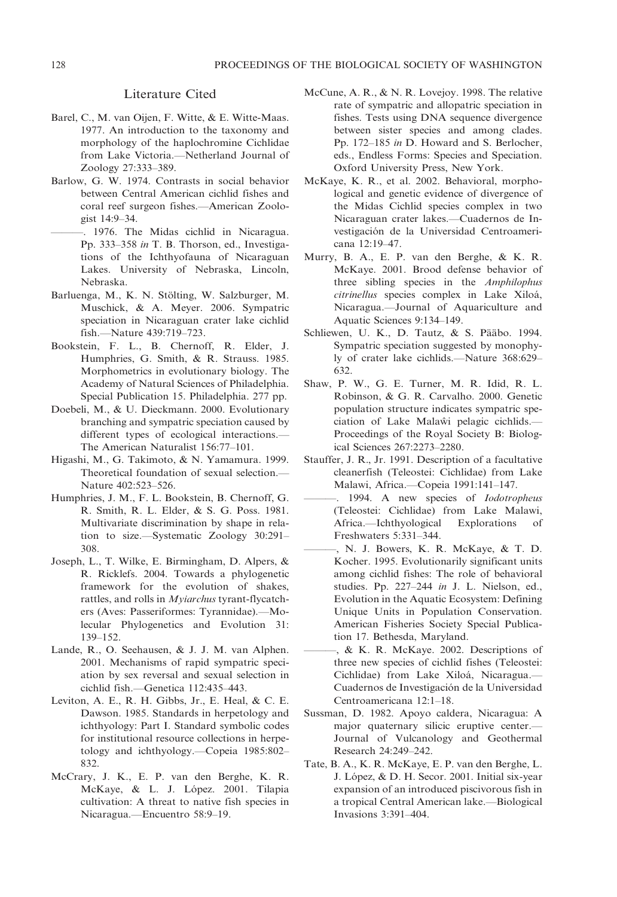## Literature Cited

Barel, C., M. van Oijen, F. Witte, & E. Witte-Maas. 1977. An introduction to the taxonomy and morphology of the haplochromine Cichlidae from Lake Victoria.—Netherland Journal of Zoology 27:333–389.

Barlow, G. W. 1974. Contrasts in social behavior between Central American cichlid fishes and coral reef surgeon fishes.—American Zoologist 14:9–34.

———. 1976. The Midas cichlid in Nicaragua. Pp. 333–358 *in* T. B. Thorson, ed., Investigations of the Ichthyofauna of Nicaraguan Lakes. University of Nebraska, Lincoln, Nebraska.

Barluenga, M., K. N. Stölting, W. Salzburger, M. Muschick, & A. Meyer. 2006. Sympatric speciation in Nicaraguan crater lake cichlid fish.—Nature 439:719–723.

Bookstein, F. L., B. Chernoff, R. Elder, J. Humphries, G. Smith, & R. Strauss. 1985. Morphometrics in evolutionary biology. The Academy of Natural Sciences of Philadelphia. Special Publication 15. Philadelphia. 277 pp.

Doebeli, M., & U. Dieckmann. 2000. Evolutionary branching and sympatric speciation caused by different types of ecological interactions.—The American Naturalist 156:77–101.

Higashi, M., G. Takimoto, & N. Yamamura. 1999. Theoretical foundation of sexual selection.—Nature 402:523–526.

Humphries, J. M., F. L. Bookstein, B. Chernoff, G. R. Smith, R. L. Elder, & S. G. Poss. 1981. Multivariate discrimination by shape in relation to size.—Systematic Zoology 30:291–308.

Joseph, L., T. Wilke, E. Birmingham, D. Alpers, & R. Ricklefs. 2004. Towards a phylogenetic framework for the evolution of shakes, rattles, and rolls in *Myiarchus* tyrant-flycatchers (Aves: Passeriformes: Tyrannidae).—Molecular Phylogenetics and Evolution 31: 139–152.

Lande, R., O. Seehausen, & J. J. M. van Alphen. 2001. Mechanisms of rapid sympatric speciation by sex reversal and sexual selection in cichlid fish.—Genetica 112:435–443.

Leviton, A. E., R. H. Gibbs, Jr., E. Heal, & C. E. Dawson. 1985. Standards in herpetology and ichthyology: Part I. Standard symbolic codes for institutional resource collections in herpetology and ichthyology.—Copeia 1985:802–832.

McCrary, J. K., E. P. van den Berghe, K. R. McKaye, & L. J. López. 2001. Tilapia cultivation: A threat to native fish species in Nicaragua.—Encuentro 58:9–19.

McCune, A. R., & N. R. Lovejoy. 1998. The relative rate of sympatric and allopatric speciation in fishes. Tests using DNA sequence divergence between sister species and among clades. Pp. 172–185 *in* D. Howard and S. Berlocher, eds., Endless Forms: Species and Speciation. Oxford University Press, New York.

McKaye, K. R., et al. 2002. Behavioral, morphological and genetic evidence of divergence of the Midas Cichlid species complex in two Nicaraguan crater lakes.—Cuadernos de Investigación de la Universidad Centroamericana 12:19–47.

Murry, B. A., E. P. van den Berghe, & K. R. McKaye. 2001. Brood defense behavior of three sibling species in the *Amphilophus citrinellus* species complex in Lake Xiloá, Nicaragua.—Journal of Aquariculture and Aquatic Sciences 9:134–149.

Schliewen, U. K., D. Tautz, & S. Pääbo. 1994. Sympatric speciation suggested by monophyly of crater lake cichlids.—Nature 368:629–632.

Shaw, P. W., G. E. Turner, M. R. Idid, R. L. Robinson, & G. R. Carvalho. 2000. Genetic population structure indicates sympatric speciation of Lake Malaŵi pelagic cichlids.—Proceedings of the Royal Society B: Biological Sciences 267:2273–2280.

Stauffer, J. R., Jr. 1991. Description of a facultative cleanerfish (Teleostei: Cichlidae) from Lake Malawi, Africa.—Copeia 1991:141–147.

———. 1994. A new species of *Iodotropheus* (Teleostei: Cichlidae) from Lake Malawi, Africa.—Ichthyological Explorations of Freshwaters 5:331–344.

———, N. J. Bowers, K. R. McKaye, & T. D. Kocher. 1995. Evolutionarily significant units among cichlid fishes: The role of behavioral studies. Pp. 227–244 *in* J. L. Nielson, ed., Evolution in the Aquatic Ecosystem: Defining Unique Units in Population Conservation. American Fisheries Society Special Publication 17. Bethesda, Maryland.

———, & K. R. McKaye. 2002. Descriptions of three new species of cichlid fishes (Teleostei: Cichlidae) from Lake Xiloá, Nicaragua.—Cuadernos de Investigación de la Universidad Centroamericana 12:1–18.

Sussman, D. 1982. Apoyo caldera, Nicaragua: A major quaternary silicic eruptive center.—Journal of Vulcanology and Geothermal Research 24:249–242.

Tate, B. A., K. R. McKaye, E. P. van den Berghe, L. J. López, & D. H. Secor. 2001. Initial six-year expansion of an introduced piscivorous fish in a tropical Central American lake.—Biological Invasions 3:391–404.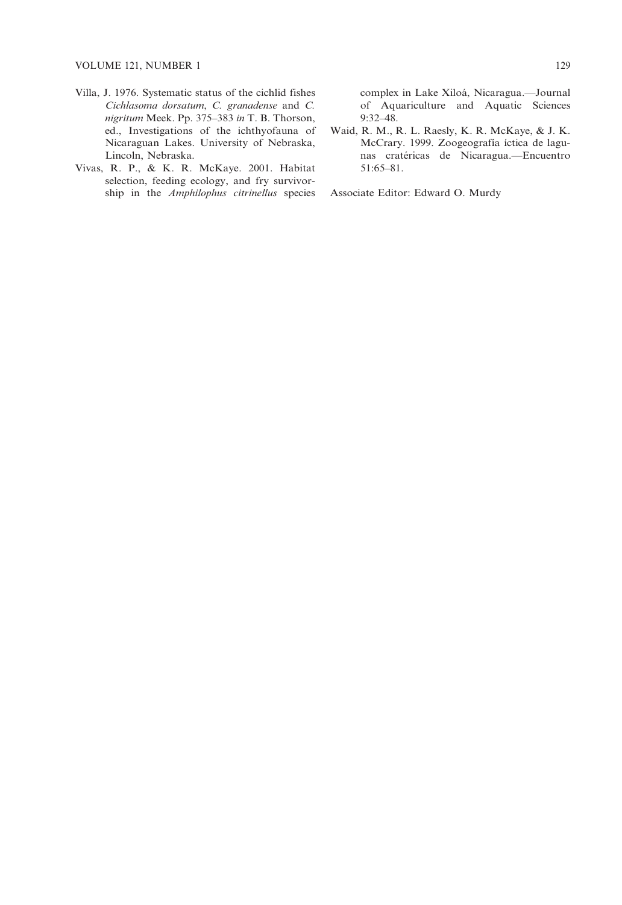Villa, J. 1976. Systematic status of the cichlid fishes *Cichlasoma dorsatum*, *C. granadense* and *C. nigritum* Meek. Pp. 375–383 *in* T. B. Thorson, ed., Investigations of the ichthyofauna of Nicaraguan Lakes. University of Nebraska, Lincoln, Nebraska.

Vivas, R. P., & K. R. McKaye. 2001. Habitat selection, feeding ecology, and fry survivorship in the *Amphilophus citrinellus* species complex in Lake Xiloá, Nicaragua.—Journal of Aquariculture and Aquatic Sciences 9:32–48.

Waid, R. M., R. L. Raesly, K. R. McKaye, & J. K. McCrary. 1999. Zoogeografía íctica de lagunas cratéricas de Nicaragua.—Encuentro 51:65–81.

Associate Editor: Edward O. Murdy